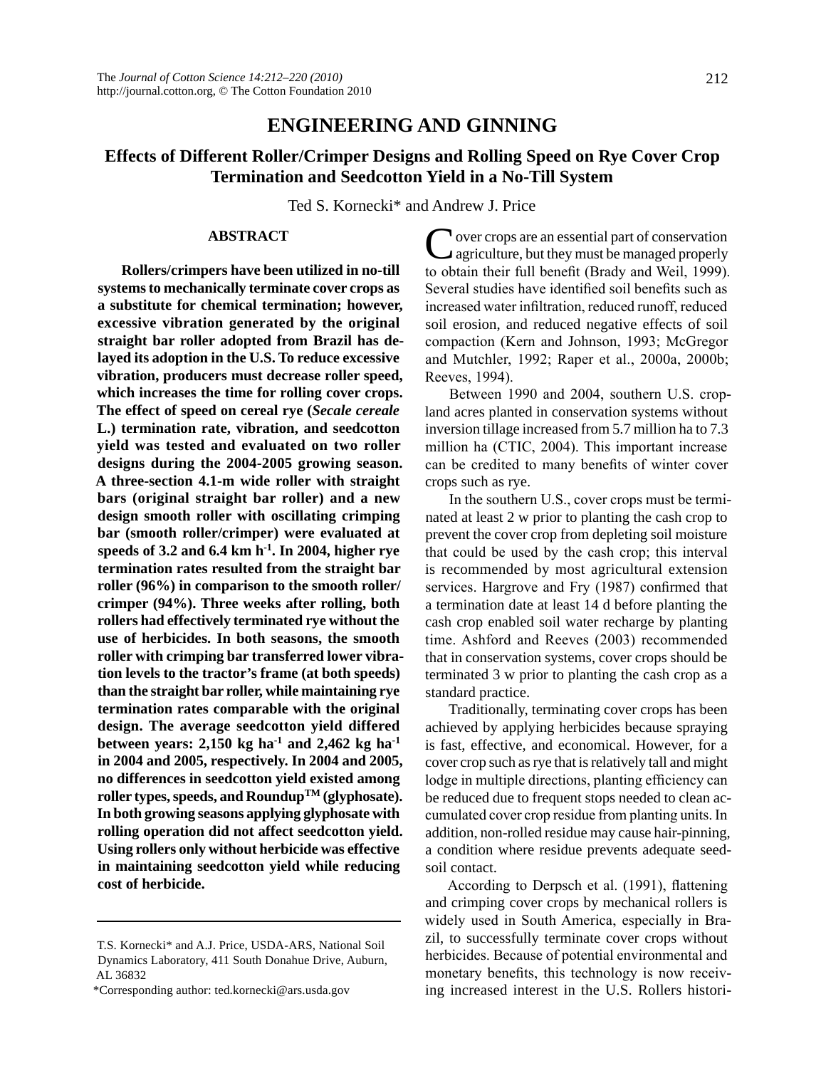# ENGINEERING AND GINNING

## Effects of Different Roller/Crimper Designs and Rolling Speed on Rye Cover Crop Termination and Seedcotton Yield in a No-Till System

Ted S. Kornecki* and Andrew J. Price

### ABSTRACT

**Rollers/crimpers have been utilized in no-till systems to mechanically terminate cover crops as a substitute for chemical termination; however, excessive vibration generated by the original straight bar roller adopted from Brazil has delayed its adoption in the U.S. To reduce excessive vibration, producers must decrease roller speed, which increases the time for rolling cover crops. The effect of speed on cereal rye (*Secale cereale* L.) termination rate, vibration, and seedcotton yield was tested and evaluated on two roller designs during the 2004-2005 growing season. A three-section 4.1-m wide roller with straight bars (original straight bar roller) and a new design smooth roller with oscillating crimping bar (smooth roller/crimper) were evaluated at speeds of 3.2 and 6.4 km h$^{-1}$. In 2004, higher rye termination rates resulted from the straight bar roller (96%) in comparison to the smooth roller/crimper (94%). Three weeks after rolling, both rollers had effectively terminated rye without the use of herbicides. In both seasons, the smooth roller with crimping bar transferred lower vibration levels to the tractor's frame (at both speeds) than the straight bar roller, while maintaining rye termination rates comparable with the original design. The average seedcotton yield differed between years: 2,150 kg ha$^{-1}$ and 2,462 kg ha$^{-1}$ in 2004 and 2005, respectively. In 2004 and 2005, no differences in seedcotton yield existed among roller types, speeds, and Roundup$^{TM}$ (glyphosate). In both growing seasons applying glyphosate with rolling operation did not affect seedcotton yield. Using rollers only without herbicide was effective in maintaining seedcotton yield while reducing cost of herbicide.**

---

T.S. Kornecki* and A.J. Price, USDA-ARS, National Soil Dynamics Laboratory, 411 South Donahue Drive, Auburn, AL 36832

*Corresponding author: ted.kornecki@ars.usda.gov

Cover crops are an essential part of conservation agriculture, but they must be managed properly to obtain their full benefit (Brady and Weil, 1999). Several studies have identified soil benefits such as increased water infiltration, reduced runoff, reduced soil erosion, and reduced negative effects of soil compaction (Kern and Johnson, 1993; McGregor and Mutchler, 1992; Raper et al., 2000a, 2000b; Reeves, 1994).

Between 1990 and 2004, southern U.S. cropland acres planted in conservation systems without inversion tillage increased from 5.7 million ha to 7.3 million ha (CTIC, 2004). This important increase can be credited to many benefits of winter cover crops such as rye.

In the southern U.S., cover crops must be terminated at least 2 w prior to planting the cash crop to prevent the cover crop from depleting soil moisture that could be used by the cash crop; this interval is recommended by most agricultural extension services. Hargrove and Fry (1987) confirmed that a termination date at least 14 d before planting the cash crop enabled soil water recharge by planting time. Ashford and Reeves (2003) recommended that in conservation systems, cover crops should be terminated 3 w prior to planting the cash crop as a standard practice.

Traditionally, terminating cover crops has been achieved by applying herbicides because spraying is fast, effective, and economical. However, for a cover crop such as rye that is relatively tall and might lodge in multiple directions, planting efficiency can be reduced due to frequent stops needed to clean accumulated cover crop residue from planting units. In addition, non-rolled residue may cause hair-pinning, a condition where residue prevents adequate seed-soil contact.

According to Derpsch et al. (1991), flattening and crimping cover crops by mechanical rollers is widely used in South America, especially in Brazil, to successfully terminate cover crops without herbicides. Because of potential environmental and monetary benefits, this technology is now receiving increased interest in the U.S. Rollers histori-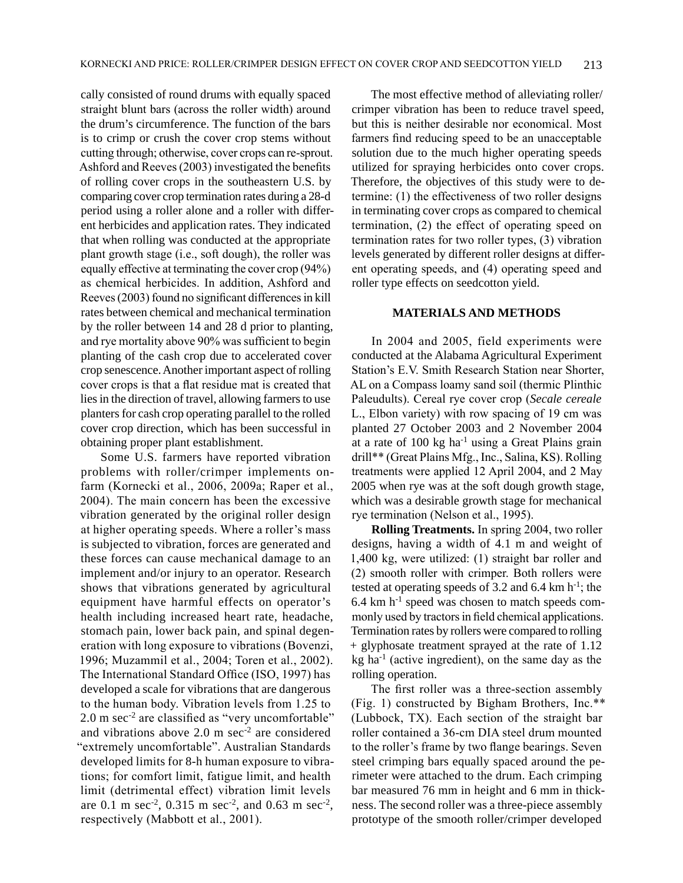cally consisted of round drums with equally spaced straight blunt bars (across the roller width) around the drum's circumference. The function of the bars is to crimp or crush the cover crop stems without cutting through; otherwise, cover crops can re-sprout. Ashford and Reeves (2003) investigated the benefits of rolling cover crops in the southeastern U.S. by comparing cover crop termination rates during a 28-d period using a roller alone and a roller with different herbicides and application rates. They indicated that when rolling was conducted at the appropriate plant growth stage (i.e., soft dough), the roller was equally effective at terminating the cover crop (94%) as chemical herbicides. In addition, Ashford and Reeves (2003) found no significant differences in kill rates between chemical and mechanical termination by the roller between 14 and 28 d prior to planting, and rye mortality above 90% was sufficient to begin planting of the cash crop due to accelerated cover crop senescence. Another important aspect of rolling cover crops is that a flat residue mat is created that lies in the direction of travel, allowing farmers to use planters for cash crop operating parallel to the rolled cover crop direction, which has been successful in obtaining proper plant establishment.

Some U.S. farmers have reported vibration problems with roller/crimper implements on-farm (Kornecki et al., 2006, 2009a; Raper et al., 2004). The main concern has been the excessive vibration generated by the original roller design at higher operating speeds. Where a roller's mass is subjected to vibration, forces are generated and these forces can cause mechanical damage to an implement and/or injury to an operator. Research shows that vibrations generated by agricultural equipment have harmful effects on operator's health including increased heart rate, headache, stomach pain, lower back pain, and spinal degeneration with long exposure to vibrations (Bovenzi, 1996; Muzammil et al., 2004; Toren et al., 2002). The International Standard Office (ISO, 1997) has developed a scale for vibrations that are dangerous to the human body. Vibration levels from 1.25 to 2.0 m sec$^{-2}$ are classified as "very uncomfortable" and vibrations above 2.0 m sec$^{-2}$ are considered "extremely uncomfortable". Australian Standards developed limits for 8-h human exposure to vibrations; for comfort limit, fatigue limit, and health limit (detrimental effect) vibration limit levels are 0.1 m sec$^{-2}$, 0.315 m sec$^{-2}$, and 0.63 m sec$^{-2}$, respectively (Mabbott et al., 2001).

The most effective method of alleviating roller/crimper vibration has been to reduce travel speed, but this is neither desirable nor economical. Most farmers find reducing speed to be an unacceptable solution due to the much higher operating speeds utilized for spraying herbicides onto cover crops. Therefore, the objectives of this study were to determine: (1) the effectiveness of two roller designs in terminating cover crops as compared to chemical termination, (2) the effect of operating speed on termination rates for two roller types, (3) vibration levels generated by different roller designs at different operating speeds, and (4) operating speed and roller type effects on seedcotton yield.

## MATERIALS AND METHODS

In 2004 and 2005, field experiments were conducted at the Alabama Agricultural Experiment Station's E.V. Smith Research Station near Shorter, AL on a Compass loamy sand soil (thermic Plinthic Paleudults). Cereal rye cover crop (*Secale cereale* L., Elbon variety) with row spacing of 19 cm was planted 27 October 2003 and 2 November 2004 at a rate of 100 kg ha$^{-1}$ using a Great Plains grain drill** (Great Plains Mfg., Inc., Salina, KS). Rolling treatments were applied 12 April 2004, and 2 May 2005 when rye was at the soft dough growth stage, which was a desirable growth stage for mechanical rye termination (Nelson et al., 1995).

**Rolling Treatments.** In spring 2004, two roller designs, having a width of 4.1 m and weight of 1,400 kg, were utilized: (1) straight bar roller and (2) smooth roller with crimper. Both rollers were tested at operating speeds of 3.2 and 6.4 km h$^{-1}$; the 6.4 km h$^{-1}$ speed was chosen to match speeds commonly used by tractors in field chemical applications. Termination rates by rollers were compared to rolling + glyphosate treatment sprayed at the rate of 1.12 kg ha$^{-1}$ (active ingredient), on the same day as the rolling operation.

The first roller was a three-section assembly (Fig. 1) constructed by Bigham Brothers, Inc.** (Lubbock, TX). Each section of the straight bar roller contained a 36-cm DIA steel drum mounted to the roller's frame by two flange bearings. Seven steel crimping bars equally spaced around the perimeter were attached to the drum. Each crimping bar measured 76 mm in height and 6 mm in thickness. The second roller was a three-piece assembly prototype of the smooth roller/crimper developed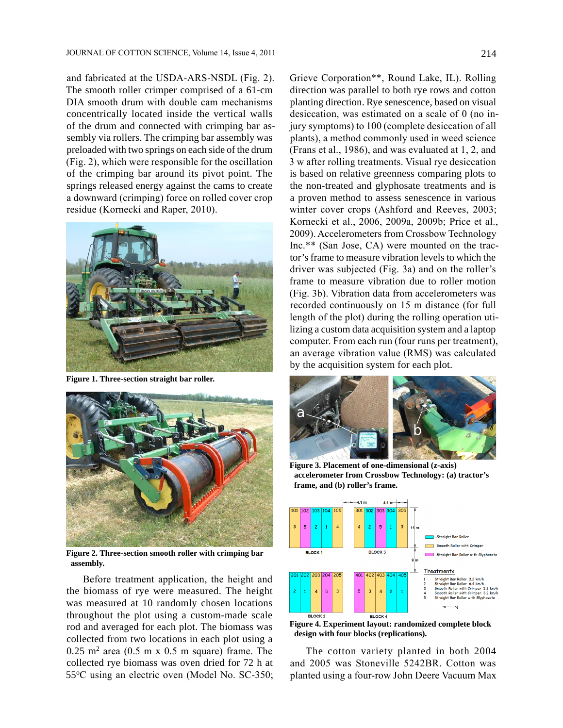and fabricated at the USDA-ARS-NSDL (Fig. 2). The smooth roller crimper comprised of a 61-cm DIA smooth drum with double cam mechanisms concentrically located inside the vertical walls of the drum and connected with crimping bar assembly via rollers. The crimping bar assembly was preloaded with two springs on each side of the drum (Fig. 2), which were responsible for the oscillation of the crimping bar around its pivot point. The springs released energy against the cams to create a downward (crimping) force on rolled cover crop residue (Kornecki and Raper, 2010).

**Figure 1. Three-section straight bar roller.**

**Figure 2. Three-section smooth roller with crimping bar assembly.**

Before treatment application, the height and the biomass of rye were measured. The height was measured at 10 randomly chosen locations throughout the plot using a custom-made scale rod and averaged for each plot. The biomass was collected from two locations in each plot using a 0.25 m$^2$ area (0.5 m x 0.5 m square) frame. The collected rye biomass was oven dried for 72 h at 55$^o$C using an electric oven (Model No. SC-350; Grieve Corporation**, Round Lake, IL). Rolling direction was parallel to both rye rows and cotton planting direction. Rye senescence, based on visual desiccation, was estimated on a scale of 0 (no injury symptoms) to 100 (complete desiccation of all plants), a method commonly used in weed science (Frans et al., 1986), and was evaluated at 1, 2, and 3 w after rolling treatments. Visual rye desiccation is based on relative greenness comparing plots to the non-treated and glyphosate treatments and is a proven method to assess senescence in various winter cover crops (Ashford and Reeves, 2003; Kornecki et al., 2006, 2009a, 2009b; Price et al., 2009). Accelerometers from Crossbow Technology Inc.** (San Jose, CA) were mounted on the tractor's frame to measure vibration levels to which the driver was subjected (Fig. 3a) and on the roller's frame to measure vibration due to roller motion (Fig. 3b). Vibration data from accelerometers was recorded continuously on 15 m distance (for full length of the plot) during the rolling operation utilizing a custom data acquisition system and a laptop computer. From each run (four runs per treatment), an average vibration value (RMS) was calculated by the acquisition system for each plot.

**Figure 3. Placement of one-dimensional (z-axis) accelerometer from Crossbow Technology: (a) tractor's frame, and (b) roller's frame.**

**Figure 4. Experiment layout: randomized complete block design with four blocks (replications).**

The cotton variety planted in both 2004 and 2005 was Stoneville 5242BR. Cotton was planted using a four-row John Deere Vacuum Max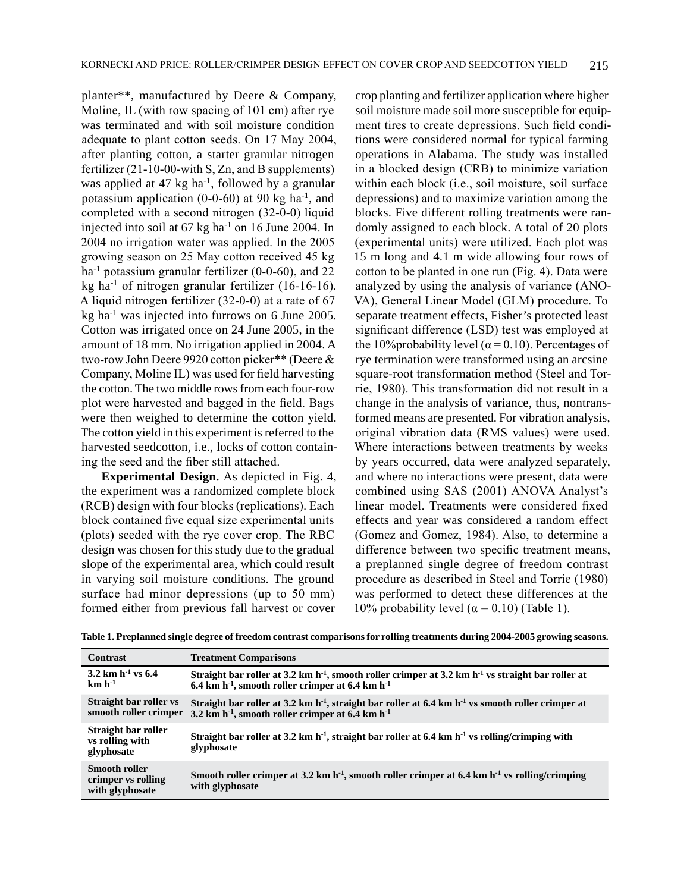planter**, manufactured by Deere & Company, Moline, IL (with row spacing of 101 cm) after rye was terminated and with soil moisture condition adequate to plant cotton seeds. On 17 May 2004, after planting cotton, a starter granular nitrogen fertilizer (21-10-00-with S, Zn, and B supplements) was applied at 47 kg ha$^{-1}$, followed by a granular potassium application (0-0-60) at 90 kg ha$^{-1}$, and completed with a second nitrogen (32-0-0) liquid injected into soil at 67 kg ha$^{-1}$ on 16 June 2004. In 2004 no irrigation water was applied. In the 2005 growing season on 25 May cotton received 45 kg ha$^{-1}$ potassium granular fertilizer (0-0-60), and 22 kg ha$^{-1}$ of nitrogen granular fertilizer (16-16-16). A liquid nitrogen fertilizer (32-0-0) at a rate of 67 kg ha$^{-1}$ was injected into furrows on 6 June 2005. Cotton was irrigated once on 24 June 2005, in the amount of 18 mm. No irrigation applied in 2004. A two-row John Deere 9920 cotton picker** (Deere & Company, Moline IL) was used for field harvesting the cotton. The two middle rows from each four-row plot were harvested and bagged in the field. Bags were then weighed to determine the cotton yield. The cotton yield in this experiment is referred to the harvested seedcotton, i.e., locks of cotton containing the seed and the fiber still attached.

**Experimental Design.** As depicted in Fig. 4, the experiment was a randomized complete block (RCB) design with four blocks (replications). Each block contained five equal size experimental units (plots) seeded with the rye cover crop. The RBC design was chosen for this study due to the gradual slope of the experimental area, which could result in varying soil moisture conditions. The ground surface had minor depressions (up to 50 mm) formed either from previous fall harvest or cover crop planting and fertilizer application where higher soil moisture made soil more susceptible for equipment tires to create depressions. Such field conditions were considered normal for typical farming operations in Alabama. The study was installed in a blocked design (CRB) to minimize variation within each block (i.e., soil moisture, soil surface depressions) and to maximize variation among the blocks. Five different rolling treatments were randomly assigned to each block. A total of 20 plots (experimental units) were utilized. Each plot was 15 m long and 4.1 m wide allowing four rows of cotton to be planted in one run (Fig. 4). Data were analyzed by using the analysis of variance (ANOVA), General Linear Model (GLM) procedure. To separate treatment effects, Fisher's protected least significant difference (LSD) test was employed at the 10%probability level ($\alpha = 0.10$). Percentages of rye termination were transformed using an arcsine square-root transformation method (Steel and Torrie, 1980). This transformation did not result in a change in the analysis of variance, thus, nontransformed means are presented. For vibration analysis, original vibration data (RMS values) were used. Where interactions between treatments by weeks by years occurred, data were analyzed separately, and where no interactions were present, data were combined using SAS (2001) ANOVA Analyst's linear model. Treatments were considered fixed effects and year was considered a random effect (Gomez and Gomez, 1984). Also, to determine a difference between two specific treatment means, a preplanned single degree of freedom contrast procedure as described in Steel and Torrie (1980) was performed to detect these differences at the 10% probability level ($\alpha = 0.10$) (Table 1).

**Table 1. Preplanned single degree of freedom contrast comparisons for rolling treatments during 2004-2005 growing seasons.**

| Contrast | Treatment Comparisons |
|---|---|
| 3.2 km h$^{-1}$ vs 6.4 km h$^{-1}$ | Straight bar roller at 3.2 km h$^{-1}$, smooth roller crimper at 3.2 km h$^{-1}$ vs straight bar roller at 6.4 km h$^{-1}$, smooth roller crimper at 6.4 km h$^{-1}$ |
| Straight bar roller vs smooth roller crimper | Straight bar roller at 3.2 km h$^{-1}$, straight bar roller at 6.4 km h$^{-1}$ vs smooth roller crimper at 3.2 km h$^{-1}$, smooth roller crimper at 6.4 km h$^{-1}$ |
| Straight bar roller vs rolling with glyphosate | Straight bar roller at 3.2 km h$^{-1}$, straight bar roller at 6.4 km h$^{-1}$ vs rolling/crimping with glyphosate |
| Smooth roller crimper vs rolling with glyphosate | Smooth roller crimper at 3.2 km h$^{-1}$, smooth roller crimper at 6.4 km h$^{-1}$ vs rolling/crimping with glyphosate |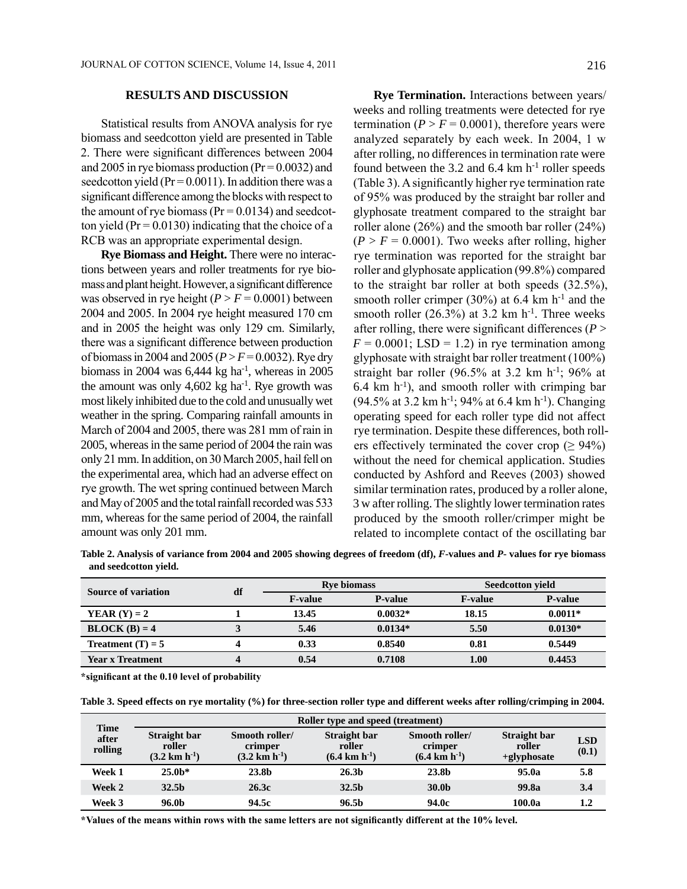## RESULTS AND DISCUSSION

Statistical results from ANOVA analysis for rye biomass and seedcotton yield are presented in Table 2. There were significant differences between 2004 and 2005 in rye biomass production (Pr = 0.0032) and seedcotton yield (Pr = 0.0011). In addition there was a significant difference among the blocks with respect to the amount of rye biomass (Pr = 0.0134) and seedcotton yield (Pr = 0.0130) indicating that the choice of a RCB was an appropriate experimental design.

**Rye Biomass and Height.** There were no interactions between years and roller treatments for rye biomass and plant height. However, a significant difference was observed in rye height ($P > F = 0.0001$) between 2004 and 2005. In 2004 rye height measured 170 cm and in 2005 the height was only 129 cm. Similarly, there was a significant difference between production of biomass in 2004 and 2005 ($P > F = 0.0032$). Rye dry biomass in 2004 was 6,444 kg ha$^{-1}$, whereas in 2005 the amount was only 4,602 kg ha$^{-1}$. Rye growth was most likely inhibited due to the cold and unusually wet weather in the spring. Comparing rainfall amounts in March of 2004 and 2005, there was 281 mm of rain in 2005, whereas in the same period of 2004 the rain was only 21 mm. In addition, on 30 March 2005, hail fell on the experimental area, which had an adverse effect on rye growth. The wet spring continued between March and May of 2005 and the total rainfall recorded was 533 mm, whereas for the same period of 2004, the rainfall amount was only 201 mm.

**Rye Termination.** Interactions between years/weeks and rolling treatments were detected for rye termination ($P > F = 0.0001$), therefore years were analyzed separately by each week. In 2004, 1 w after rolling, no differences in termination rate were found between the 3.2 and 6.4 km h$^{-1}$ roller speeds (Table 3). A significantly higher rye termination rate of 95% was produced by the straight bar roller and glyphosate treatment compared to the straight bar roller alone (26%) and the smooth bar roller (24%) ($P > F = 0.0001$). Two weeks after rolling, higher rye termination was reported for the straight bar roller and glyphosate application (99.8%) compared to the straight bar roller at both speeds (32.5%), smooth roller crimper (30%) at 6.4 km h$^{-1}$ and the smooth roller (26.3%) at 3.2 km h$^{-1}$. Three weeks after rolling, there were significant differences ($P > F = 0.0001$; LSD = 1.2) in rye termination among glyphosate with straight bar roller treatment (100%) straight bar roller (96.5% at 3.2 km h$^{-1}$; 96% at 6.4 km h$^{-1}$), and smooth roller with crimping bar (94.5% at 3.2 km h$^{-1}$; 94% at 6.4 km h$^{-1}$). Changing operating speed for each roller type did not affect rye termination. Despite these differences, both rollers effectively terminated the cover crop ($\geq$ 94%) without the need for chemical application. Studies conducted by Ashford and Reeves (2003) showed similar termination rates, produced by a roller alone, 3 w after rolling. The slightly lower termination rates produced by the smooth roller/crimper might be related to incomplete contact of the oscillating bar

**Table 2. Analysis of variance from 2004 and 2005 showing degrees of freedom (df), *F*-values and *P*- values for rye biomass and seedcotton yield.**

| Source of variation | df | Rye biomass | | Seedcotton yield | |
|---|---|---|---|---|---|
| | | F-value | P-value | F-value | P-value |
| YEAR (Y) = 2 | 1 | 13.45 | 0.0032* | 18.15 | 0.0011* |
| BLOCK (B) = 4 | 3 | 5.46 | 0.0134* | 5.50 | 0.0130* |
| Treatment (T) = 5 | 4 | 0.33 | 0.8540 | 0.81 | 0.5449 |
| Year x Treatment | 4 | 0.54 | 0.7108 | 1.00 | 0.4453 |

*significant at the 0.10 level of probability

**Table 3. Speed effects on rye mortality (%) for three-section roller type and different weeks after rolling/crimping in 2004.**

| Time after rolling | Roller type and speed (treatment) | | | | | |
|---|---|---|---|---|---|---|
| | Straight bar roller (3.2 km h$^{-1}$) | Smooth roller/ crimper (3.2 km h$^{-1}$) | Straight bar roller (6.4 km h$^{-1}$) | Smooth roller/ crimper (6.4 km h$^{-1}$) | Straight bar roller +glyphosate | LSD (0.1) |
| Week 1 | 25.0b* | 23.8b | 26.3b | 23.8b | 95.0a | 5.8 |
| Week 2 | 32.5b | 26.3c | 32.5b | 30.0b | 99.8a | 3.4 |
| Week 3 | 96.0b | 94.5c | 96.5b | 94.0c | 100.0a | 1.2 |

*Values of the means within rows with the same letters are not significantly different at the 10% level.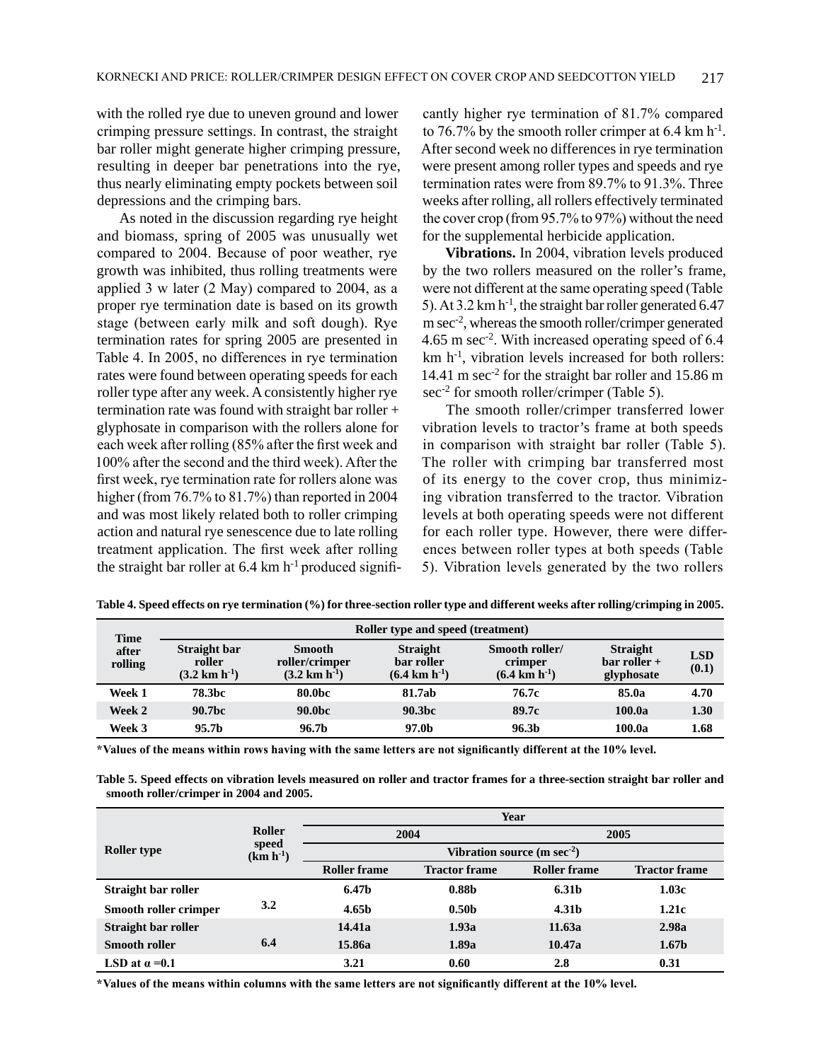with the rolled rye due to uneven ground and lower crimping pressure settings. In contrast, the straight bar roller might generate higher crimping pressure, resulting in deeper bar penetrations into the rye, thus nearly eliminating empty pockets between soil depressions and the crimping bars.

As noted in the discussion regarding rye height and biomass, spring of 2005 was unusually wet compared to 2004. Because of poor weather, rye growth was inhibited, thus rolling treatments were applied 3 w later (2 May) compared to 2004, as a proper rye termination date is based on its growth stage (between early milk and soft dough). Rye termination rates for spring 2005 are presented in Table 4. In 2005, no differences in rye termination rates were found between operating speeds for each roller type after any week. A consistently higher rye termination rate was found with straight bar roller + glyphosate in comparison with the rollers alone for each week after rolling (85% after the first week and 100% after the second and the third week). After the first week, rye termination rate for rollers alone was higher (from 76.7% to 81.7%) than reported in 2004 and was most likely related both to roller crimping action and natural rye senescence due to late rolling treatment application. The first week after rolling the straight bar roller at 6.4 km $h^{-1}$ produced significantly higher rye termination of 81.7% compared to 76.7% by the smooth roller crimper at 6.4 km $h^{-1}$. After second week no differences in rye termination were present among roller types and speeds and rye termination rates were from 89.7% to 91.3%. Three weeks after rolling, all rollers effectively terminated the cover crop (from 95.7% to 97%) without the need for the supplemental herbicide application.

**Vibrations.** In 2004, vibration levels produced by the two rollers measured on the roller's frame, were not different at the same operating speed (Table 5). At 3.2 km $h^{-1}$, the straight bar roller generated 6.47 m $sec^{-2}$, whereas the smooth roller/crimper generated 4.65 m $sec^{-2}$. With increased operating speed of 6.4 km $h^{-1}$, vibration levels increased for both rollers: 14.41 m $sec^{-2}$ for the straight bar roller and 15.86 m $sec^{-2}$ for smooth roller/crimper (Table 5).

The smooth roller/crimper transferred lower vibration levels to tractor's frame at both speeds in comparison with straight bar roller (Table 5). The roller with crimping bar transferred most of its energy to the cover crop, thus minimizing vibration transferred to the tractor. Vibration levels at both operating speeds were not different for each roller type. However, there were differences between roller types at both speeds (Table 5). Vibration levels generated by the two rollers

**Table 4. Speed effects on rye termination (%) for three-section roller type and different weeks after rolling/crimping in 2005.**

| Time after rolling | Roller type and speed (treatment) | | | | | |
|---|---|---|---|---|---|---|
| | Straight bar roller (3.2 km $h^{-1}$) | Smooth roller/crimper (3.2 km $h^{-1}$) | Straight bar roller (6.4 km $h^{-1}$) | Smooth roller/ crimper (6.4 km $h^{-1}$) | Straight bar roller + glyphosate | LSD (0.1) |
| Week 1 | 78.3bc | 80.0bc | 81.7ab | 76.7c | 85.0a | 4.70 |
| Week 2 | 90.7bc | 90.0bc | 90.3bc | 89.7c | 100.0a | 1.30 |
| Week 3 | 95.7b | 96.7b | 97.0b | 96.3b | 100.0a | 1.68 |

*Values of the means within rows having with the same letters are not significantly different at the 10% level.

**Table 5. Speed effects on vibration levels measured on roller and tractor frames for a three-section straight bar roller and smooth roller/crimper in 2004 and 2005.**

| Roller type | Roller speed (km $h^{-1}$) | Year | | | |
|---|---|---|---|---|---|
| | | 2004 | | 2005 | |
| | | Vibration source (m $sec^{-2}$) | | | |
| | | Roller frame | Tractor frame | Roller frame | Tractor frame |
| Straight bar roller | 3.2 | 6.47b | 0.88b | 6.31b | 1.03c |
| Smooth roller crimper | | 4.65b | 0.50b | 4.31b | 1.21c |
| Straight bar roller | 6.4 | 14.41a | 1.93a | 11.63a | 2.98a |
| Smooth roller | | 15.86a | 1.89a | 10.47a | 1.67b |
| LSD at $\alpha$ =0.1 | | 3.21 | 0.60 | 2.8 | 0.31 |

*Values of the means within columns with the same letters are not significantly different at the 10% level.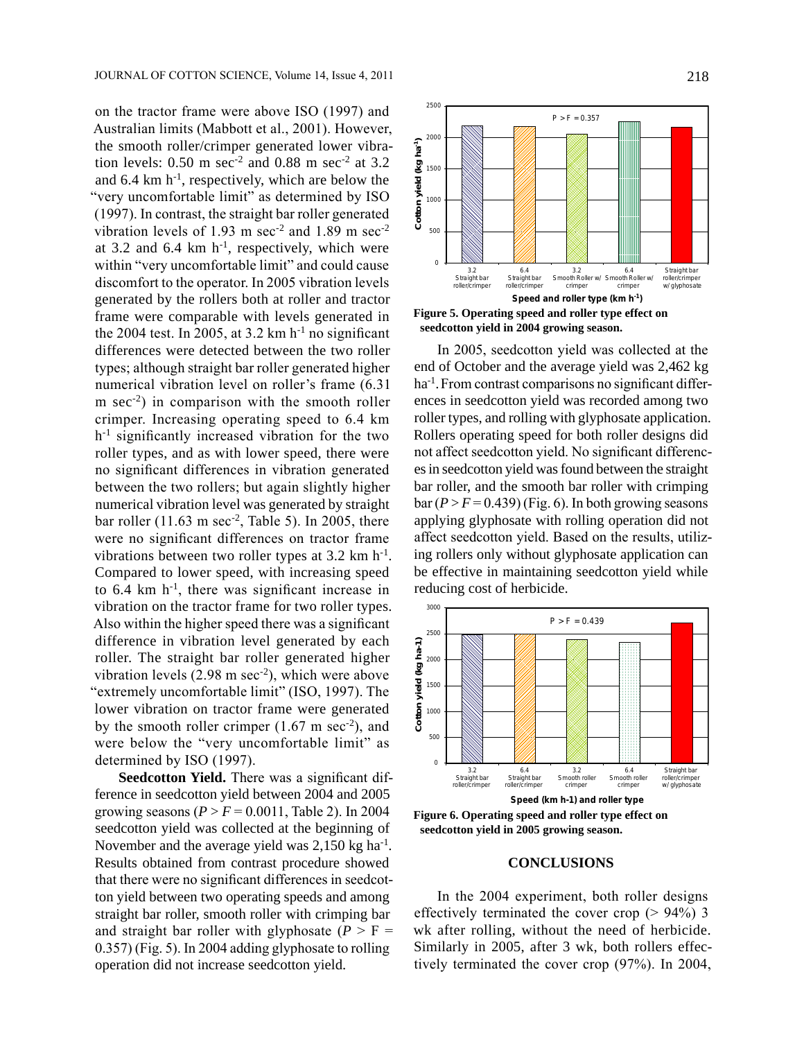on the tractor frame were above ISO (1997) and Australian limits (Mabbott et al., 2001). However, the smooth roller/crimper generated lower vibration levels: 0.50 m sec$^{-2}$ and 0.88 m sec$^{-2}$ at 3.2 and 6.4 km h$^{-1}$, respectively, which are below the "very uncomfortable limit" as determined by ISO (1997). In contrast, the straight bar roller generated vibration levels of 1.93 m sec$^{-2}$ and 1.89 m sec$^{-2}$ at 3.2 and 6.4 km h$^{-1}$, respectively, which were within "very uncomfortable limit" and could cause discomfort to the operator. In 2005 vibration levels generated by the rollers both at roller and tractor frame were comparable with levels generated in the 2004 test. In 2005, at 3.2 km h$^{-1}$ no significant differences were detected between the two roller types; although straight bar roller generated higher numerical vibration level on roller's frame (6.31 m sec$^{-2}$) in comparison with the smooth roller crimper. Increasing operating speed to 6.4 km h$^{-1}$ significantly increased vibration for the two roller types, and as with lower speed, there were no significant differences in vibration generated between the two rollers; but again slightly higher numerical vibration level was generated by straight bar roller (11.63 m sec$^{-2}$, Table 5). In 2005, there were no significant differences on tractor frame vibrations between two roller types at 3.2 km h$^{-1}$. Compared to lower speed, with increasing speed to 6.4 km h$^{-1}$, there was significant increase in vibration on the tractor frame for two roller types. Also within the higher speed there was a significant difference in vibration level generated by each roller. The straight bar roller generated higher vibration levels (2.98 m sec$^{-2}$), which were above "extremely uncomfortable limit" (ISO, 1997). The lower vibration on tractor frame were generated by the smooth roller crimper (1.67 m sec$^{-2}$), and were below the "very uncomfortable limit" as determined by ISO (1997).

**Seedcotton Yield.** There was a significant difference in seedcotton yield between 2004 and 2005 growing seasons ($P > F = 0.0011$, Table 2). In 2004 seedcotton yield was collected at the beginning of November and the average yield was 2,150 kg ha$^{-1}$. Results obtained from contrast procedure showed that there were no significant differences in seedcotton yield between two operating speeds and among straight bar roller, smooth roller with crimping bar and straight bar roller with glyphosate ($P > F = 0.357$) (Fig. 5). In 2004 adding glyphosate to rolling operation did not increase seedcotton yield.

**Figure 5. Operating speed and roller type effect on seedcotton yield in 2004 growing season.**

In 2005, seedcotton yield was collected at the end of October and the average yield was 2,462 kg ha$^{-1}$. From contrast comparisons no significant differences in seedcotton yield was recorded among two roller types, and rolling with glyphosate application. Rollers operating speed for both roller designs did not affect seedcotton yield. No significant differences in seedcotton yield was found between the straight bar roller, and the smooth bar roller with crimping bar ($P > F = 0.439$) (Fig. 6). In both growing seasons applying glyphosate with rolling operation did not affect seedcotton yield. Based on the results, utilizing rollers only without glyphosate application can be effective in maintaining seedcotton yield while reducing cost of herbicide.

**Figure 6. Operating speed and roller type effect on seedcotton yield in 2005 growing season.**

## CONCLUSIONS

In the 2004 experiment, both roller designs effectively terminated the cover crop (> 94%) 3 wk after rolling, without the need of herbicide. Similarly in 2005, after 3 wk, both rollers effectively terminated the cover crop (97%). In 2004,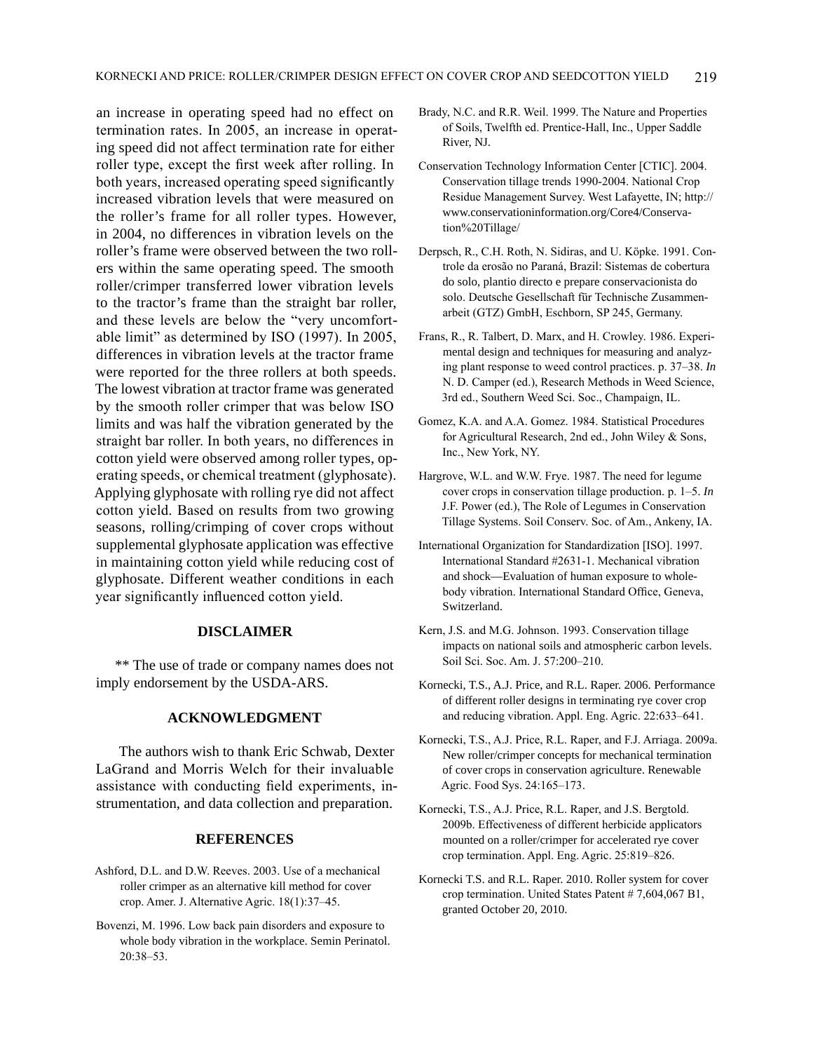an increase in operating speed had no effect on termination rates. In 2005, an increase in operating speed did not affect termination rate for either roller type, except the first week after rolling. In both years, increased operating speed significantly increased vibration levels that were measured on the roller's frame for all roller types. However, in 2004, no differences in vibration levels on the roller's frame were observed between the two rollers within the same operating speed. The smooth roller/crimper transferred lower vibration levels to the tractor's frame than the straight bar roller, and these levels are below the "very uncomfortable limit" as determined by ISO (1997). In 2005, differences in vibration levels at the tractor frame were reported for the three rollers at both speeds. The lowest vibration at tractor frame was generated by the smooth roller crimper that was below ISO limits and was half the vibration generated by the straight bar roller. In both years, no differences in cotton yield were observed among roller types, operating speeds, or chemical treatment (glyphosate). Applying glyphosate with rolling rye did not affect cotton yield. Based on results from two growing seasons, rolling/crimping of cover crops without supplemental glyphosate application was effective in maintaining cotton yield while reducing cost of glyphosate. Different weather conditions in each year significantly influenced cotton yield.

## DISCLAIMER

** The use of trade or company names does not imply endorsement by the USDA-ARS.

## ACKNOWLEDGMENT

The authors wish to thank Eric Schwab, Dexter LaGrand and Morris Welch for their invaluable assistance with conducting field experiments, instrumentation, and data collection and preparation.

## REFERENCES

Ashford, D.L. and D.W. Reeves. 2003. Use of a mechanical roller crimper as an alternative kill method for cover crop. Amer. J. Alternative Agric. 18(1):37–45.

Bovenzi, M. 1996. Low back pain disorders and exposure to whole body vibration in the workplace. Semin Perinatol. 20:38–53.

Brady, N.C. and R.R. Weil. 1999. The Nature and Properties of Soils, Twelfth ed. Prentice-Hall, Inc., Upper Saddle River, NJ.

Conservation Technology Information Center [CTIC]. 2004. Conservation tillage trends 1990-2004. National Crop Residue Management Survey. West Lafayette, IN; http://www.conservationinformation.org/Core4/Conservation%20Tillage/

Derpsch, R., C.H. Roth, N. Sidiras, and U. Köpke. 1991. Controle da erosão no Paraná, Brazil: Sistemas de cobertura do solo, plantio directo e prepare conservacionista do solo. Deutsche Gesellschaft für Technische Zusammenarbeit (GTZ) GmbH, Eschborn, SP 245, Germany.

Frans, R., R. Talbert, D. Marx, and H. Crowley. 1986. Experimental design and techniques for measuring and analyzing plant response to weed control practices. p. 37–38. *In* N. D. Camper (ed.), Research Methods in Weed Science, 3rd ed., Southern Weed Sci. Soc., Champaign, IL.

Gomez, K.A. and A.A. Gomez. 1984. Statistical Procedures for Agricultural Research, 2nd ed., John Wiley & Sons, Inc., New York, NY.

Hargrove, W.L. and W.W. Frye. 1987. The need for legume cover crops in conservation tillage production. p. 1–5. *In* J.F. Power (ed.), The Role of Legumes in Conservation Tillage Systems. Soil Conserv. Soc. of Am., Ankeny, IA.

International Organization for Standardization [ISO]. 1997. International Standard #2631-1. Mechanical vibration and shock—Evaluation of human exposure to whole-body vibration. International Standard Office, Geneva, Switzerland.

Kern, J.S. and M.G. Johnson. 1993. Conservation tillage impacts on national soils and atmospheric carbon levels. Soil Sci. Soc. Am. J. 57:200–210.

Kornecki, T.S., A.J. Price, and R.L. Raper. 2006. Performance of different roller designs in terminating rye cover crop and reducing vibration. Appl. Eng. Agric. 22:633–641.

Kornecki, T.S., A.J. Price, R.L. Raper, and F.J. Arriaga. 2009a. New roller/crimper concepts for mechanical termination of cover crops in conservation agriculture. Renewable Agric. Food Sys. 24:165–173.

Kornecki, T.S., A.J. Price, R.L. Raper, and J.S. Bergtold. 2009b. Effectiveness of different herbicide applicators mounted on a roller/crimper for accelerated rye cover crop termination. Appl. Eng. Agric. 25:819–826.

Kornecki T.S. and R.L. Raper. 2010. Roller system for cover crop termination. United States Patent # 7,604,067 B1, granted October 20, 2010.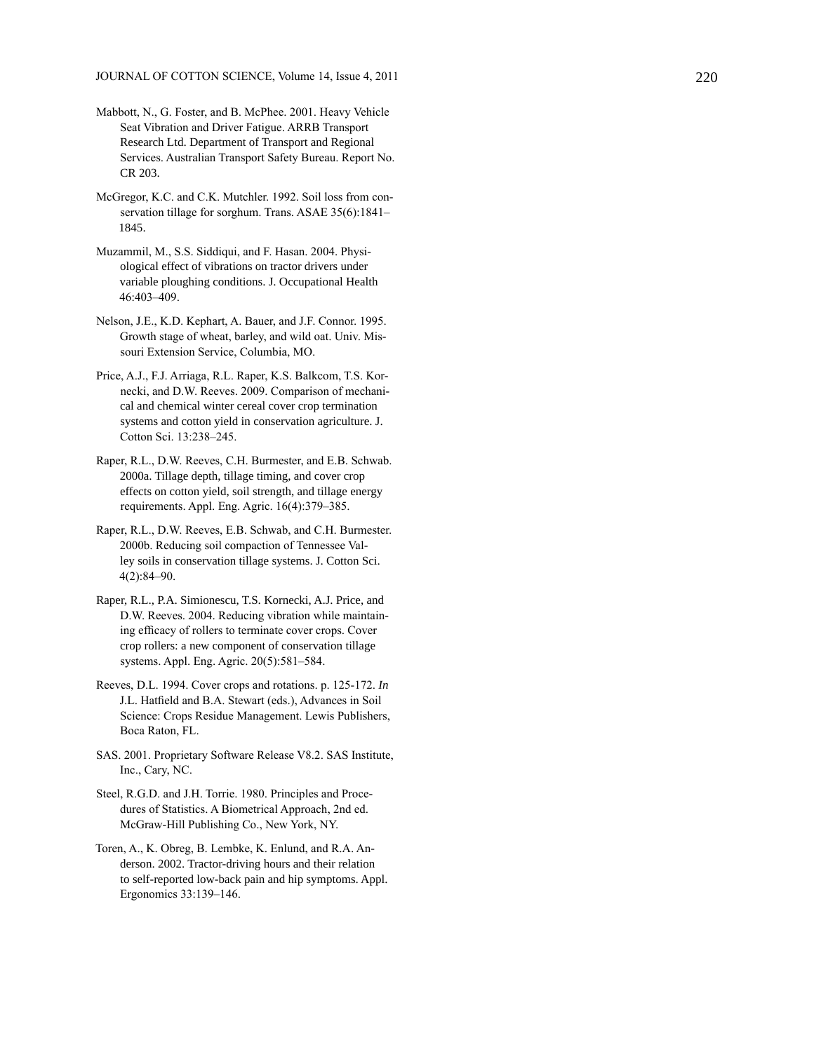Mabbott, N., G. Foster, and B. McPhee. 2001. Heavy Vehicle Seat Vibration and Driver Fatigue. ARRB Transport Research Ltd. Department of Transport and Regional Services. Australian Transport Safety Bureau. Report No. CR 203.

McGregor, K.C. and C.K. Mutchler. 1992. Soil loss from conservation tillage for sorghum. Trans. ASAE 35(6):1841–1845.

Muzammil, M., S.S. Siddiqui, and F. Hasan. 2004. Physiological effect of vibrations on tractor drivers under variable ploughing conditions. J. Occupational Health 46:403–409.

Nelson, J.E., K.D. Kephart, A. Bauer, and J.F. Connor. 1995. Growth stage of wheat, barley, and wild oat. Univ. Missouri Extension Service, Columbia, MO.

Price, A.J., F.J. Arriaga, R.L. Raper, K.S. Balkcom, T.S. Kornecki, and D.W. Reeves. 2009. Comparison of mechanical and chemical winter cereal cover crop termination systems and cotton yield in conservation agriculture. J. Cotton Sci. 13:238–245.

Raper, R.L., D.W. Reeves, C.H. Burmester, and E.B. Schwab. 2000a. Tillage depth, tillage timing, and cover crop effects on cotton yield, soil strength, and tillage energy requirements. Appl. Eng. Agric. 16(4):379–385.

Raper, R.L., D.W. Reeves, E.B. Schwab, and C.H. Burmester. 2000b. Reducing soil compaction of Tennessee Valley soils in conservation tillage systems. J. Cotton Sci. 4(2):84–90.

Raper, R.L., P.A. Simionescu, T.S. Kornecki, A.J. Price, and D.W. Reeves. 2004. Reducing vibration while maintaining efficacy of rollers to terminate cover crops. Cover crop rollers: a new component of conservation tillage systems. Appl. Eng. Agric. 20(5):581–584.

Reeves, D.L. 1994. Cover crops and rotations. p. 125-172. *In* J.L. Hatfield and B.A. Stewart (eds.), Advances in Soil Science: Crops Residue Management. Lewis Publishers, Boca Raton, FL.

SAS. 2001. Proprietary Software Release V8.2. SAS Institute, Inc., Cary, NC.

Steel, R.G.D. and J.H. Torrie. 1980. Principles and Procedures of Statistics. A Biometrical Approach, 2nd ed. McGraw-Hill Publishing Co., New York, NY.

Toren, A., K. Obreg, B. Lembke, K. Enlund, and R.A. Anderson. 2002. Tractor-driving hours and their relation to self-reported low-back pain and hip symptoms. Appl. Ergonomics 33:139–146.